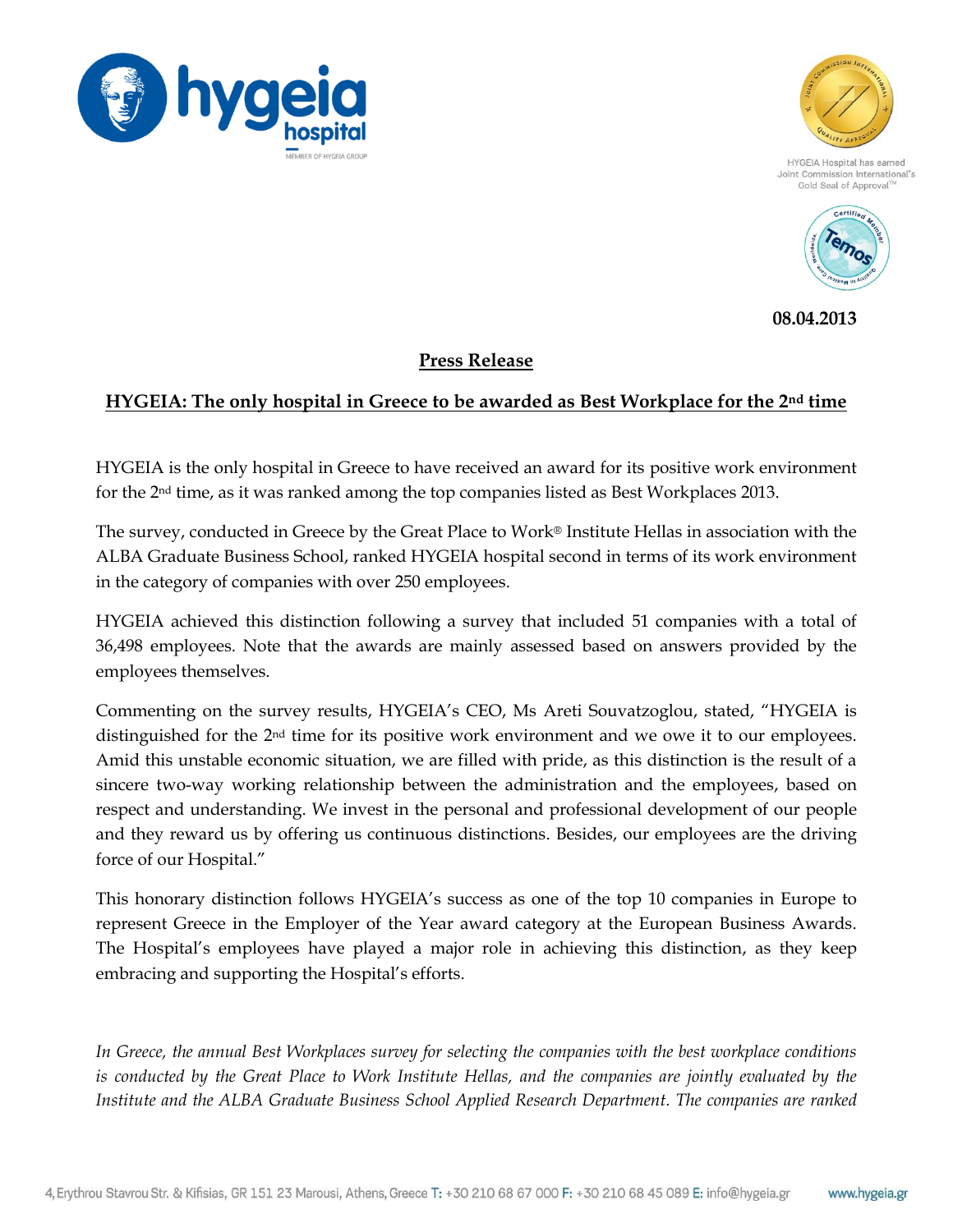HYGEIA Hospital has earned Joint Commission International's Gold Seal of Approval™

**08.04.2013**

## Press Release

## HYGEIA: The only hospital in Greece to be awarded as Best Workplace for the 2nd time

HYGEIA is the only hospital in Greece to have received an award for its positive work environment for the 2nd time, as it was ranked among the top companies listed as Best Workplaces 2013.

The survey, conducted in Greece by the Great Place to Work® Institute Hellas in association with the ALBA Graduate Business School, ranked HYGEIA hospital second in terms of its work environment in the category of companies with over 250 employees.

HYGEIA achieved this distinction following a survey that included 51 companies with a total of 36,498 employees. Note that the awards are mainly assessed based on answers provided by the employees themselves.

Commenting on the survey results, HYGEIA's CEO, Ms Areti Souvatzoglou, stated, "HYGEIA is distinguished for the 2nd time for its positive work environment and we owe it to our employees. Amid this unstable economic situation, we are filled with pride, as this distinction is the result of a sincere two-way working relationship between the administration and the employees, based on respect and understanding. We invest in the personal and professional development of our people and they reward us by offering us continuous distinctions. Besides, our employees are the driving force of our Hospital."

This honorary distinction follows HYGEIA's success as one of the top 10 companies in Europe to represent Greece in the Employer of the Year award category at the European Business Awards. The Hospital's employees have played a major role in achieving this distinction, as they keep embracing and supporting the Hospital's efforts.

*In Greece, the annual Best Workplaces survey for selecting the companies with the best workplace conditions is conducted by the Great Place to Work Institute Hellas, and the companies are jointly evaluated by the Institute and the ALBA Graduate Business School Applied Research Department. The companies are ranked*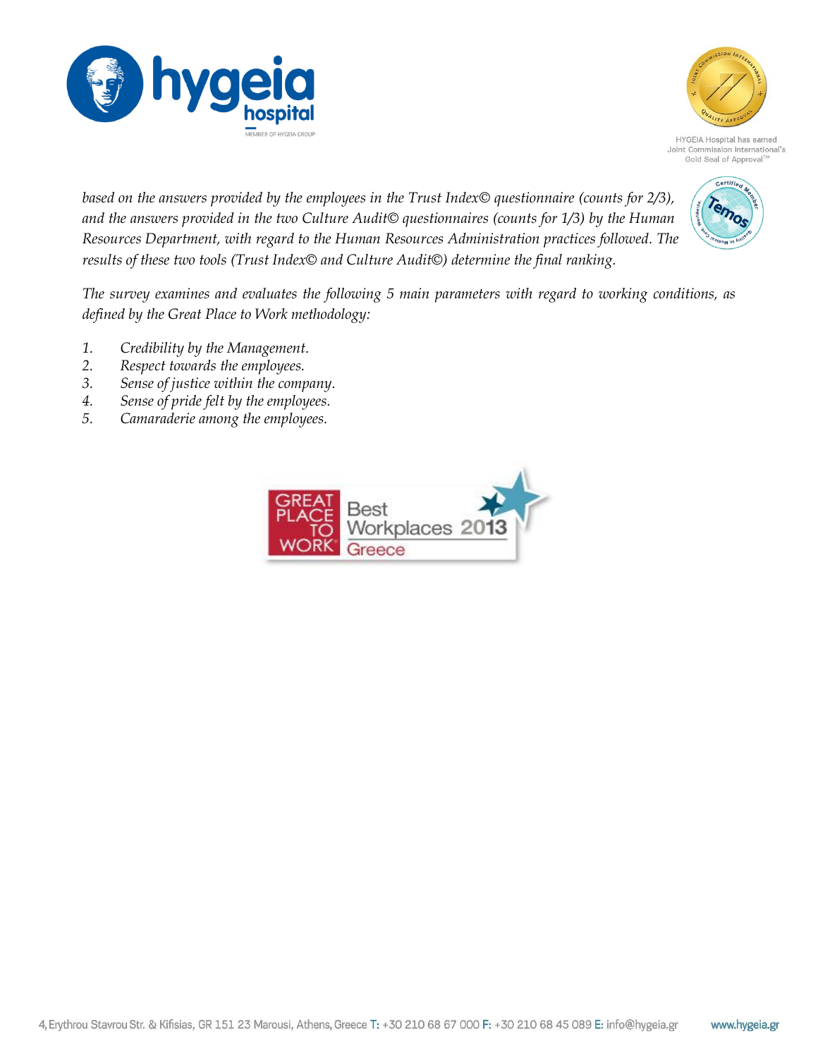*based on the answers provided by the employees in the Trust Index© questionnaire (counts for 2/3), and the answers provided in the two Culture Audit© questionnaires (counts for 1/3) by the Human Resources Department, with regard to the Human Resources Administration practices followed. The results of these two tools (Trust Index© and Culture Audit©) determine the final ranking.*

*The survey examines and evaluates the following 5 main parameters with regard to working conditions, as defined by the Great Place to Work methodology:*

1. *Credibility by the Management.*
2. *Respect towards the employees.*
3. *Sense of justice within the company.*
4. *Sense of pride felt by the employees.*
5. *Camaraderie among the employees.*